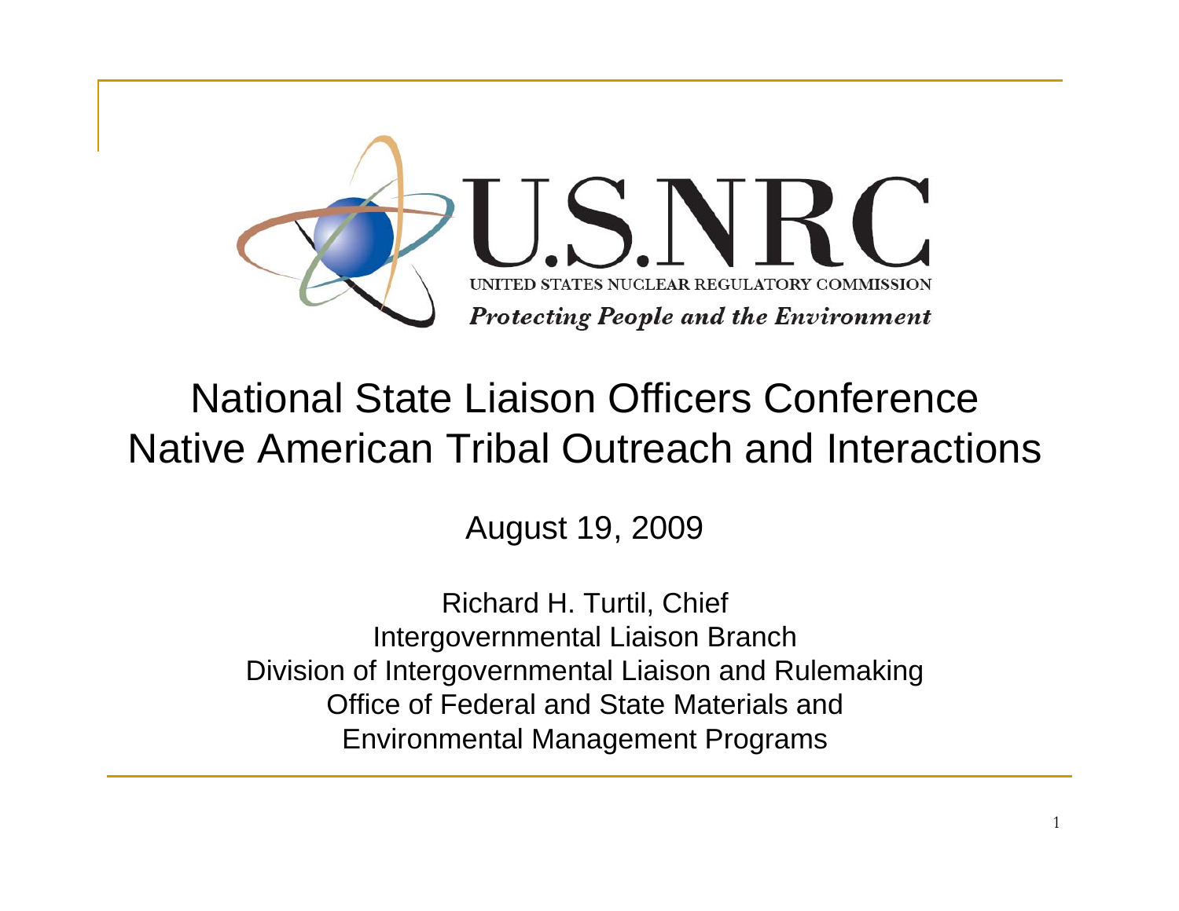U.S.NRC

UNITED STATES NUCLEAR REGULATORY COMMISSION

*Protecting People and the Environment*

# National State Liaison Officers Conference
# Native American Tribal Outreach and Interactions

August 19, 2009

Richard H. Turtil, Chief
Intergovernmental Liaison Branch
Division of Intergovernmental Liaison and Rulemaking
Office of Federal and State Materials and
Environmental Management Programs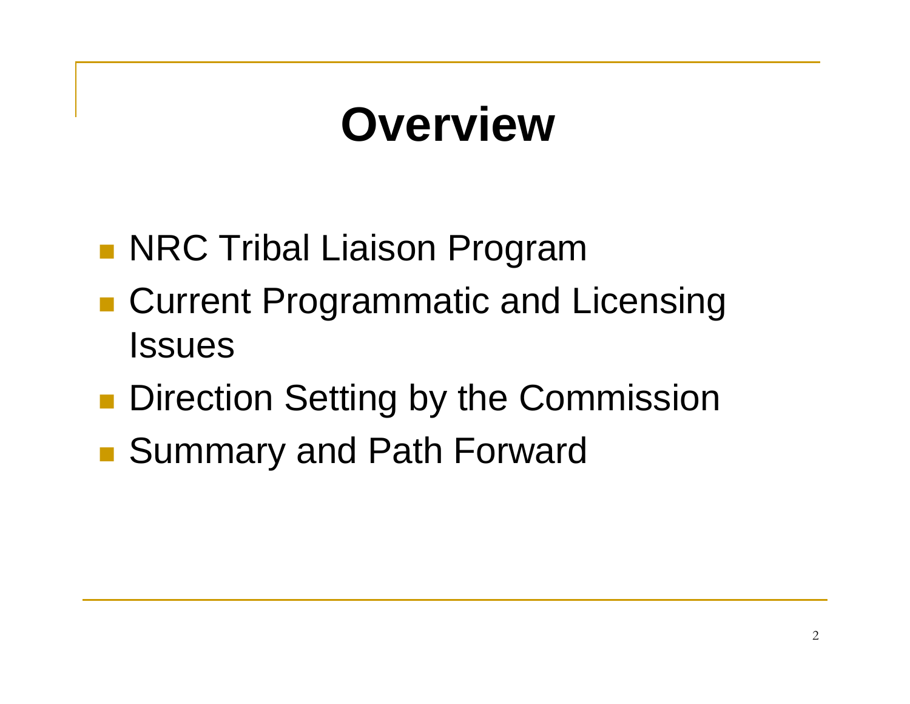# Overview

- NRC Tribal Liaison Program
- Current Programmatic and Licensing Issues
- Direction Setting by the Commission
- Summary and Path Forward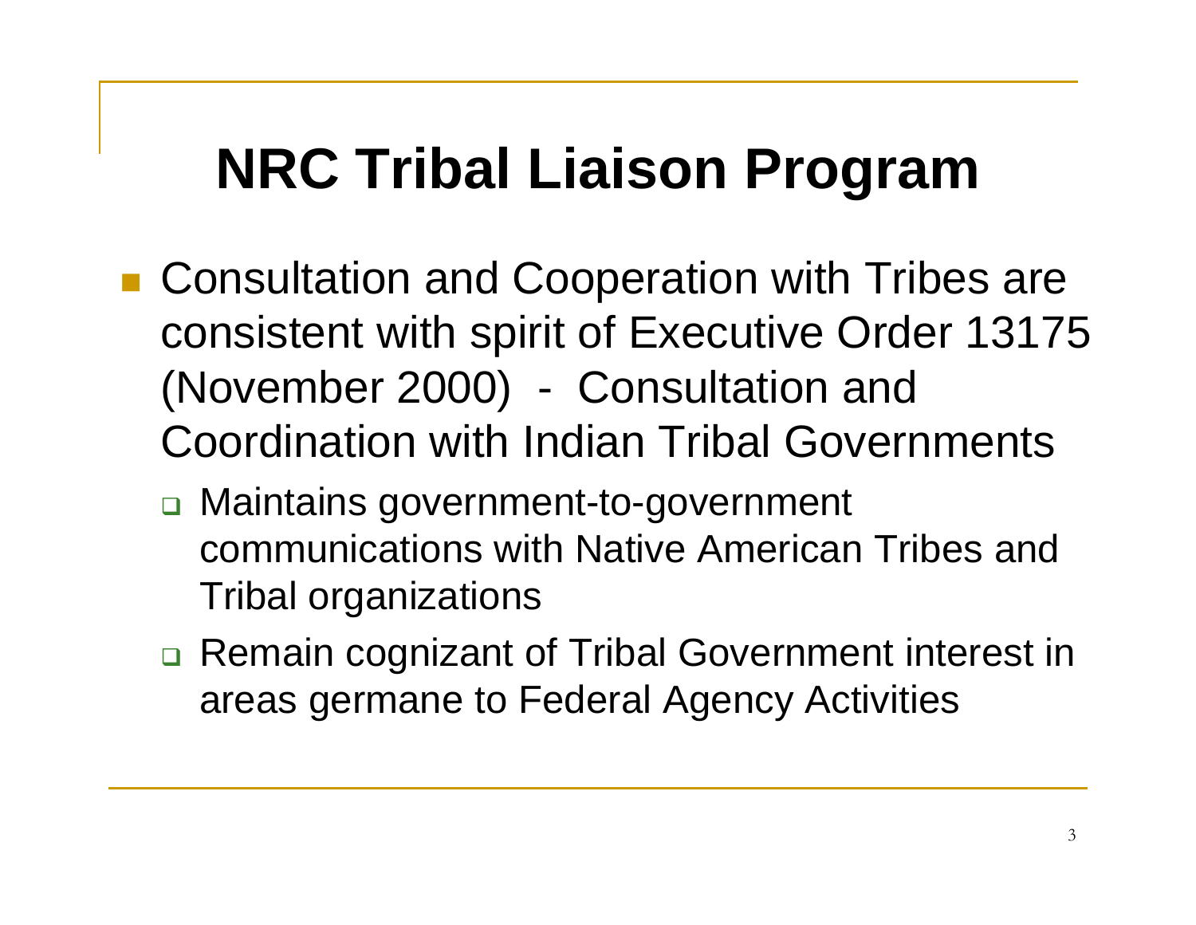# NRC Tribal Liaison Program

- Consultation and Cooperation with Tribes are consistent with spirit of Executive Order 13175 (November 2000) - Consultation and Coordination with Indian Tribal Governments
  - Maintains government-to-government communications with Native American Tribes and Tribal organizations
  - Remain cognizant of Tribal Government interest in areas germane to Federal Agency Activities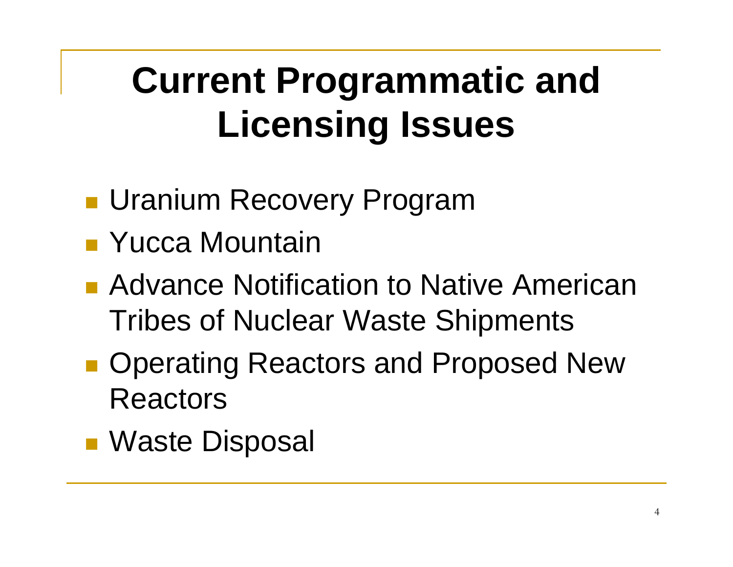# Current Programmatic and Licensing Issues

- Uranium Recovery Program
- Yucca Mountain
- Advance Notification to Native American Tribes of Nuclear Waste Shipments
- Operating Reactors and Proposed New Reactors
- Waste Disposal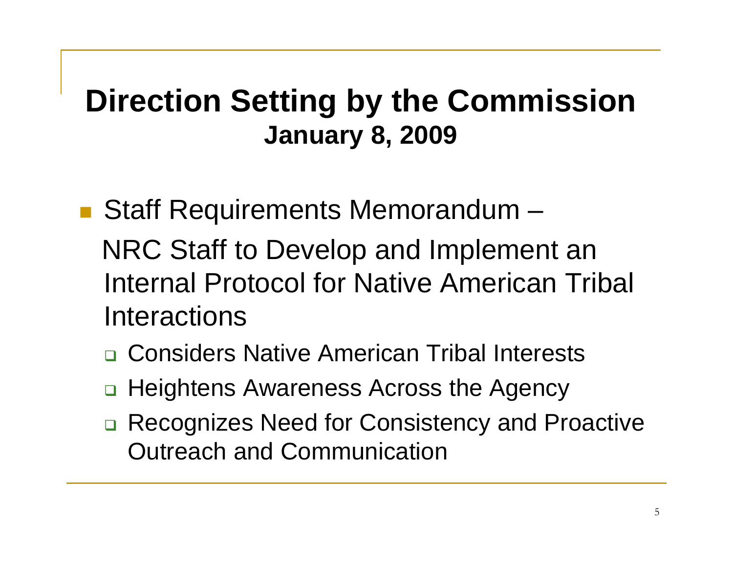# Direction Setting by the Commission
## January 8, 2009

- Staff Requirements Memorandum –

  NRC Staff to Develop and Implement an Internal Protocol for Native American Tribal Interactions

  - Considers Native American Tribal Interests
  - Heightens Awareness Across the Agency
  - Recognizes Need for Consistency and Proactive Outreach and Communication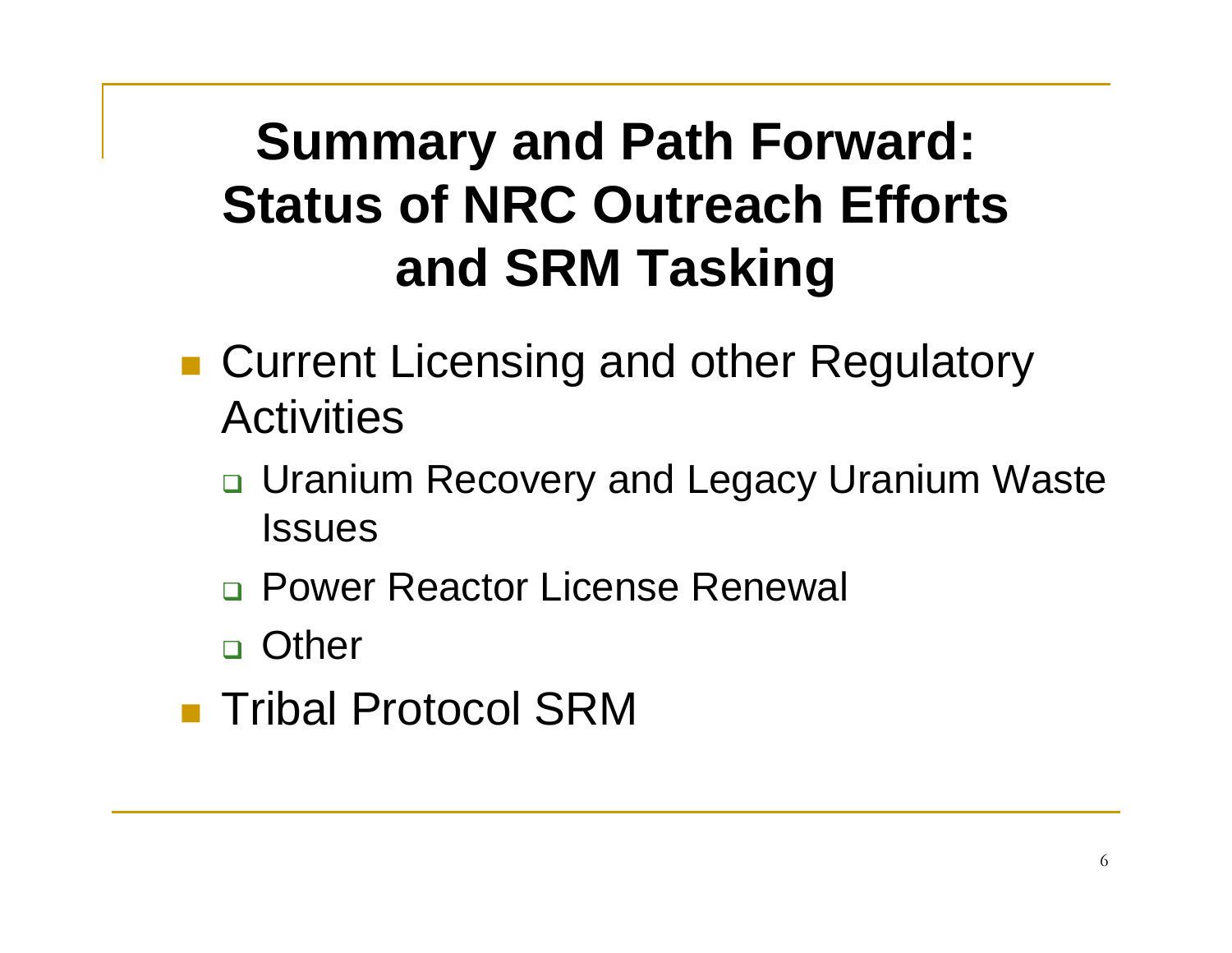# Summary and Path Forward: Status of NRC Outreach Efforts and SRM Tasking

- Current Licensing and other Regulatory Activities
  - Uranium Recovery and Legacy Uranium Waste Issues
  - Power Reactor License Renewal
  - Other
- Tribal Protocol SRM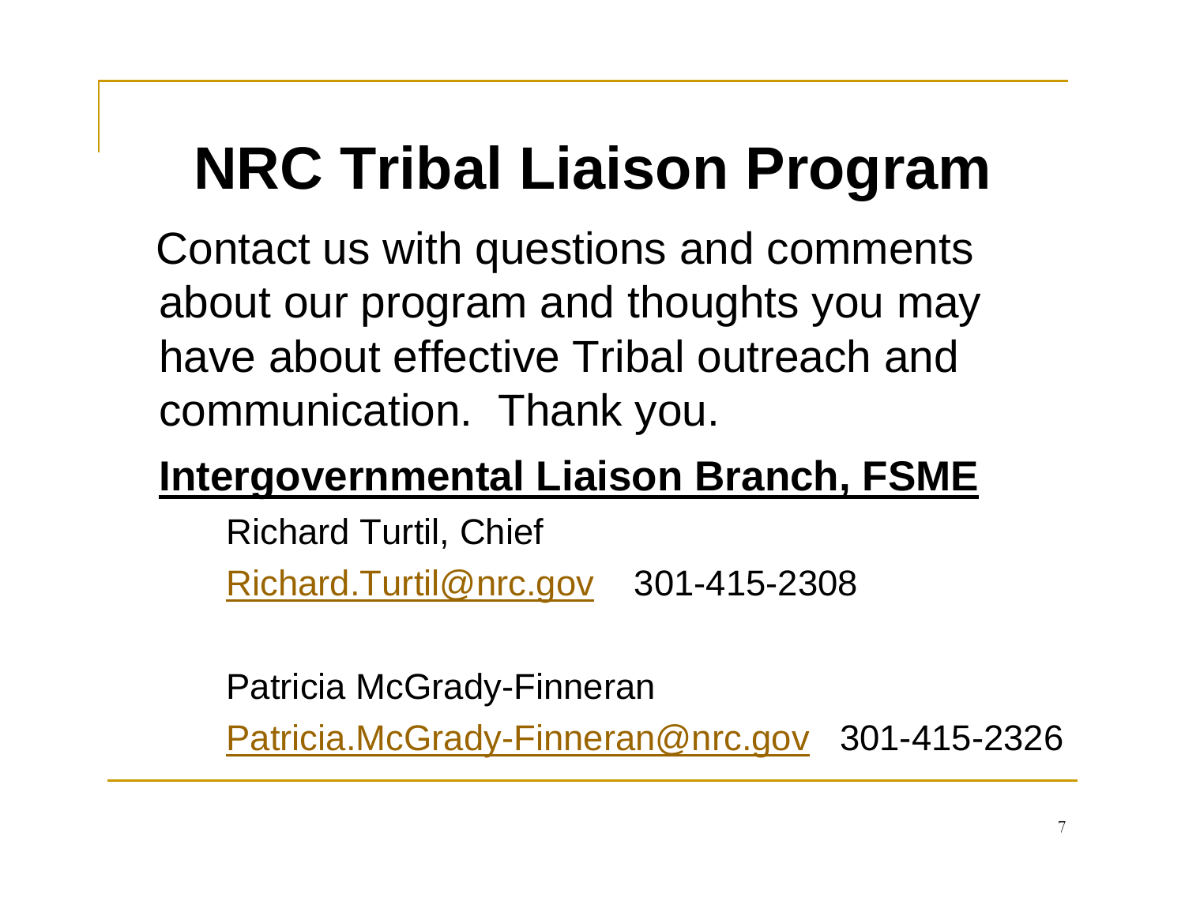# NRC Tribal Liaison Program

Contact us with questions and comments about our program and thoughts you may have about effective Tribal outreach and communication. Thank you.

**Intergovernmental Liaison Branch, FSME**

Richard Turtil, Chief

Richard.Turtil@nrc.gov 301-415-2308

Patricia McGrady-Finneran

Patricia.McGrady-Finneran@nrc.gov 301-415-2326